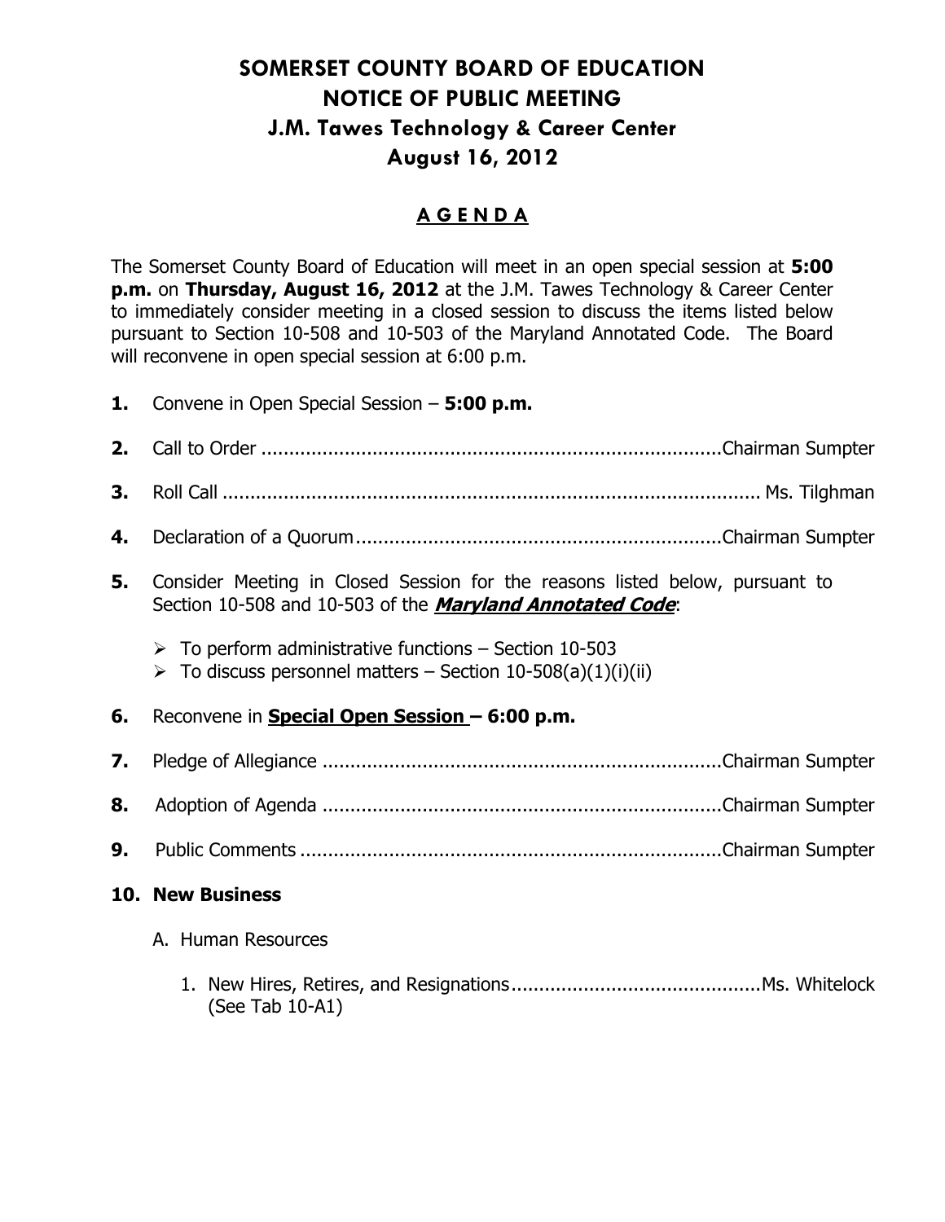# SOMERSET COUNTY BOARD OF EDUCATION
# NOTICE OF PUBLIC MEETING
## J.M. Tawes Technology & Career Center
## August 16, 2012

### A G E N D A

The Somerset County Board of Education will meet in an open special session at **5:00 p.m.** on **Thursday, August 16, 2012** at the J.M. Tawes Technology & Career Center to immediately consider meeting in a closed session to discuss the items listed below pursuant to Section 10-508 and 10-503 of the Maryland Annotated Code. The Board will reconvene in open special session at 6:00 p.m.

**1.** Convene in Open Special Session – **5:00 p.m.**

**2.** Call to Order ..................................................................................Chairman Sumpter

**3.** Roll Call ...............................................................................................Ms. Tilghman

**4.** Declaration of a Quorum..................................................................Chairman Sumpter

**5.** Consider Meeting in Closed Session for the reasons listed below, pursuant to Section 10-508 and 10-503 of the ***Maryland Annotated Code***:

- To perform administrative functions – Section 10-503
- To discuss personnel matters – Section 10-508(a)(1)(i)(ii)

**6.** Reconvene in **Special Open Session – 6:00 p.m.**

**7.** Pledge of Allegiance ........................................................................Chairman Sumpter

**8.** Adoption of Agenda ........................................................................Chairman Sumpter

**9.** Public Comments ............................................................................Chairman Sumpter

**10. New Business**

A. Human Resources

1. New Hires, Retires, and Resignations.............................................Ms. Whitelock (See Tab 10-A1)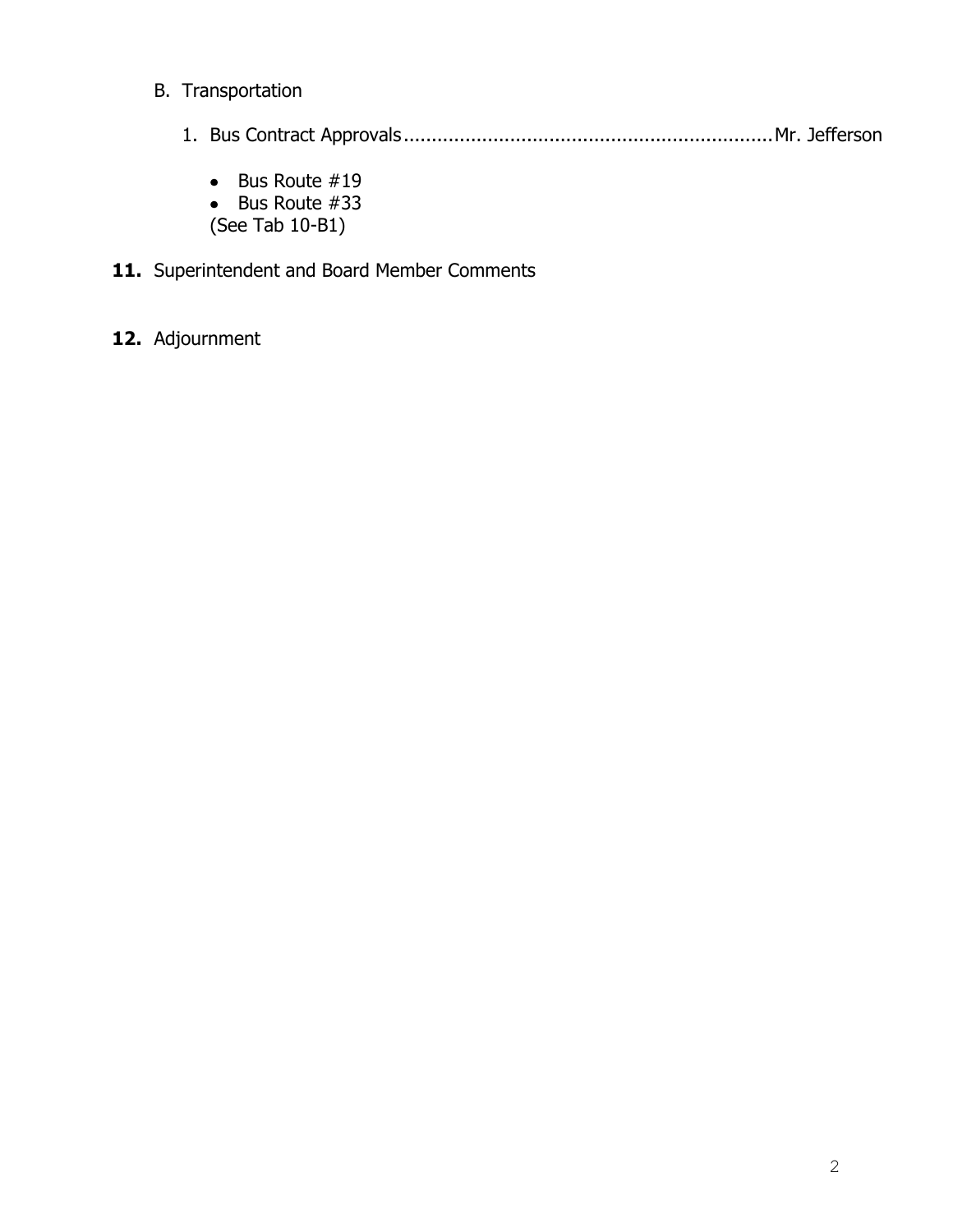B. Transportation

1. Bus Contract Approvals..................................................................Mr. Jefferson

   - Bus Route #19
   - Bus Route #33

   (See Tab 10-B1)

**11.** Superintendent and Board Member Comments

**12.** Adjournment